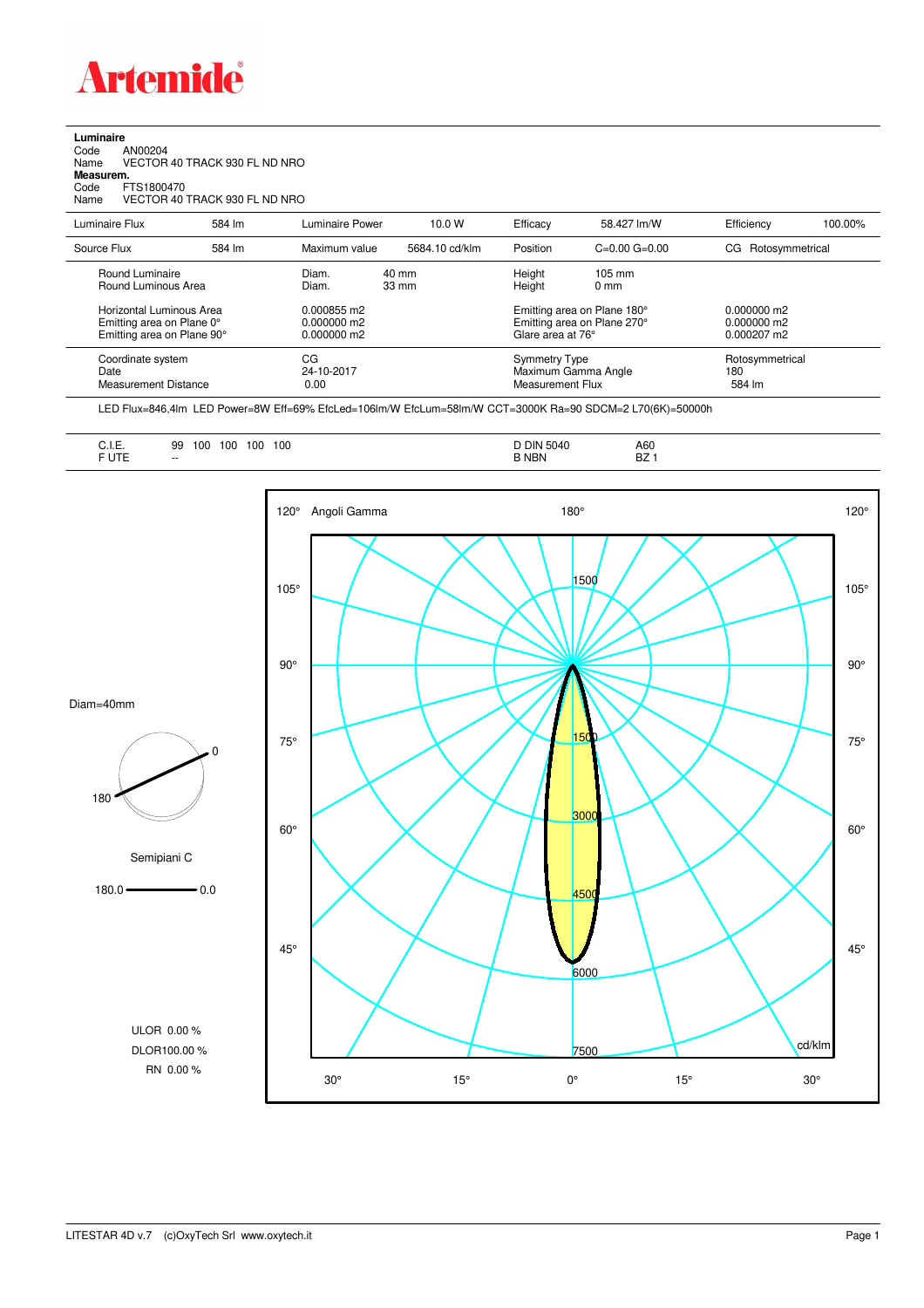# Artemide

**Luminaire**

Code AN00204

Name VECTOR 40 TRACK 930 FL ND NRO

**Measurem.**

Code FTS1800470

Name VECTOR 40 TRACK 930 FL ND NRO

| Luminaire Flux | 584 lm | Luminaire Power | 10.0 W | Efficacy | 58.427 lm/W | Efficiency | 100.00% |
|---|---|---|---|---|---|---|---|
| Source Flux | 584 lm | Maximum value | 5684.10 cd/klm | Position | C=0.00 G=0.00 | CG | Rotosymmetrical |

| | | | | |
|---|---|---|---|---|
| Round Luminaire | Diam. 40 mm | Height 105 mm | | |
| Round Luminous Area | Diam. 33 mm | Height 0 mm | | |
| Horizontal Luminous Area | 0.000855 m2 | Emitting area on Plane 180° | 0.000000 m2 | |
| Emitting area on Plane 0° | 0.000000 m2 | Emitting area on Plane 270° | 0.000000 m2 | |
| Emitting area on Plane 90° | 0.000000 m2 | Glare area at 76° | 0.000207 m2 | |

| | | | |
|---|---|---|---|
| Coordinate system | CG | Symmetry Type | Rotosymmetrical |
| Date | 24-10-2017 | Maximum Gamma Angle | 180 |
| Measurement Distance | 0.00 | Measurement Flux | 584 lm |

LED Flux=846,4lm LED Power=8W Eff=69% EfcLed=106lm/W EfcLum=58lm/W CCT=3000K Ra=90 SDCM=2 L70(6K)=50000h

| | | | |
|---|---|---|---|
| C.I.E. | 99 100 100 100 100 | D DIN 5040 | A60 |
| F UTE | -- | B NBN | BZ 1 |

Diam=40mm

Semipiani C

180.0 — 0.0

ULOR 0.00 %

DLOR100.00 %

RN 0.00 %

Angoli Gamma

cd/klm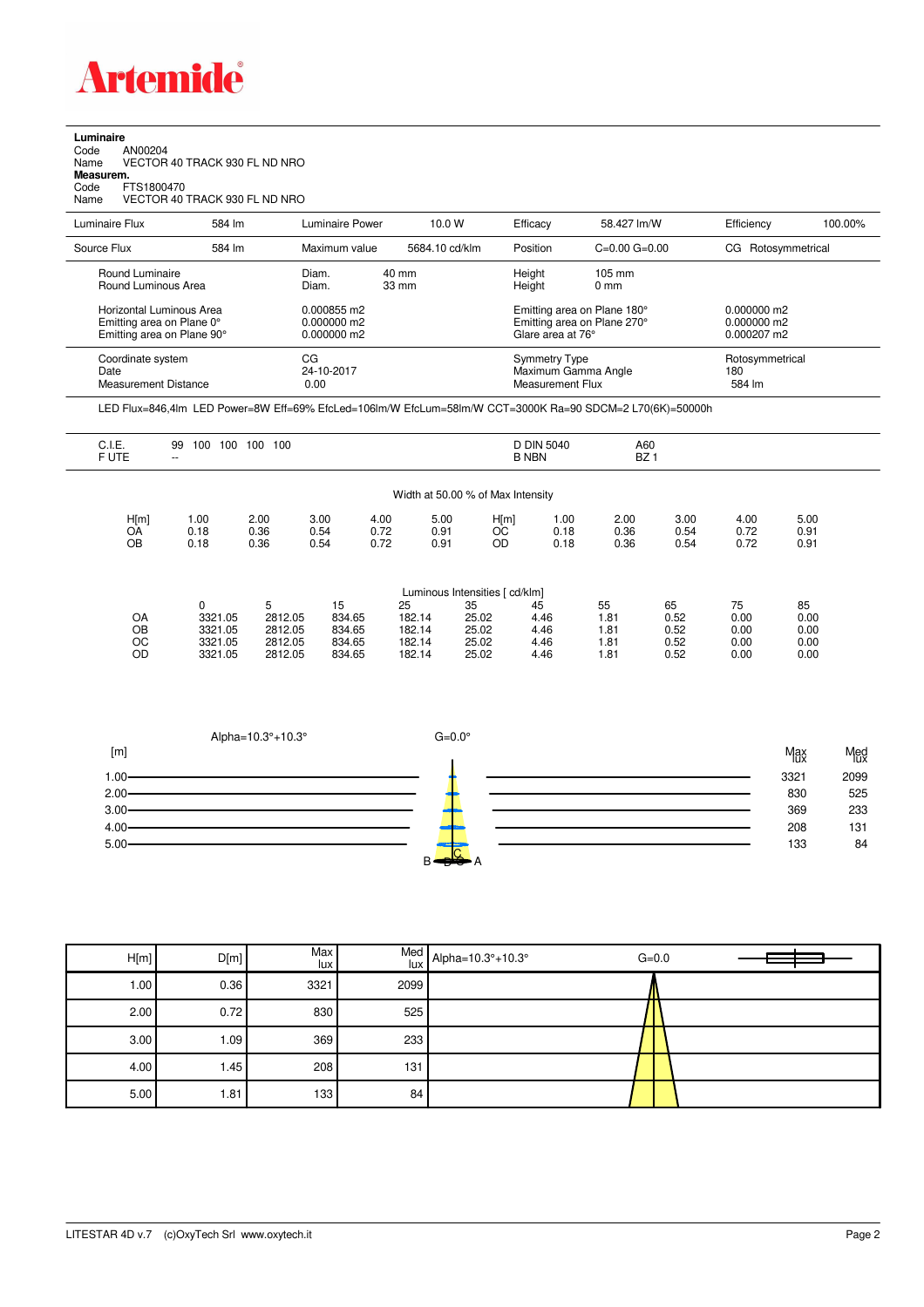**Artemide**

**Luminaire**
Code AN00204
Name VECTOR 40 TRACK 930 FL ND NRO
**Measurem.**
Code FTS1800470
Name VECTOR 40 TRACK 930 FL ND NRO

| | | | | | | | |
|---|---|---|---|---|---|---|---|
| Luminaire Flux | 584 lm | Luminaire Power | 10.0 W | Efficacy | 58.427 lm/W | Efficiency | 100.00% |
| Source Flux | 584 lm | Maximum value | 5684.10 cd/klm | Position | C=0.00 G=0.00 | CG | Rotosymmetrical |

| | | | | | |
|---|---|---|---|---|---|
| Round Luminaire | Diam. | 40 mm | Height | 105 mm | |
| Round Luminous Area | Diam. | 33 mm | Height | 0 mm | |
| Horizontal Luminous Area | 0.000855 m2 | | Emitting area on Plane 180° | | 0.000000 m2 |
| Emitting area on Plane 0° | 0.000000 m2 | | Emitting area on Plane 270° | | 0.000000 m2 |
| Emitting area on Plane 90° | 0.000000 m2 | | Glare area at 76° | | 0.000207 m2 |
| Coordinate system | CG | | Symmetry Type | | Rotosymmetrical |
| Date | 24-10-2017 | | Maximum Gamma Angle | | 180 |
| Measurement Distance | 0.00 | | Measurement Flux | | 584 lm |

LED Flux=846,4lm LED Power=8W Eff=69% EfcLed=106lm/W EfcLum=58lm/W CCT=3000K Ra=90 SDCM=2 L70(6K)=50000h

| | | | |
|---|---|---|---|
| C.I.E. | 99 100 100 100 100 | D DIN 5040 | A60 |
| F UTE | -- | B NBN | BZ 1 |

Width at 50.00 % of Max Intensity

| H[m] | 1.00 | 2.00 | 3.00 | 4.00 | 5.00 | H[m] | 1.00 | 2.00 | 3.00 | 4.00 | 5.00 |
|---|---|---|---|---|---|---|---|---|---|---|---|
| OA | 0.18 | 0.36 | 0.54 | 0.72 | 0.91 | OC | 0.18 | 0.36 | 0.54 | 0.72 | 0.91 |
| OB | 0.18 | 0.36 | 0.54 | 0.72 | 0.91 | OD | 0.18 | 0.36 | 0.54 | 0.72 | 0.91 |

Luminous Intensities [ cd/klm]

| | 0 | 5 | 15 | 25 | 35 | 45 | 55 | 65 | 75 | 85 |
|---|---|---|---|---|---|---|---|---|---|---|
| OA | 3321.05 | 2812.05 | 834.65 | 182.14 | 25.02 | 4.46 | 1.81 | 0.52 | 0.00 | 0.00 |
| OB | 3321.05 | 2812.05 | 834.65 | 182.14 | 25.02 | 4.46 | 1.81 | 0.52 | 0.00 | 0.00 |
| OC | 3321.05 | 2812.05 | 834.65 | 182.14 | 25.02 | 4.46 | 1.81 | 0.52 | 0.00 | 0.00 |
| OD | 3321.05 | 2812.05 | 834.65 | 182.14 | 25.02 | 4.46 | 1.81 | 0.52 | 0.00 | 0.00 |

Alpha=10.3°+10.3°
G=0.0°
[m]
Max lux
Med lux
1.00 3321 2099
2.00 830 525
3.00 369 233
4.00 208 131
5.00 133 84
B D C A

| H[m] | D[m] | Max lux | Med lux | Alpha=10.3°+10.3° G=0.0 |
|---|---|---|---|---|
| 1.00 | 0.36 | 3321 | 2099 | |
| 2.00 | 0.72 | 830 | 525 | |
| 3.00 | 1.09 | 369 | 233 | |
| 4.00 | 1.45 | 208 | 131 | |
| 5.00 | 1.81 | 133 | 84 | |

LITESTAR 4D v.7 (c)OxyTech Srl www.oxytech.it